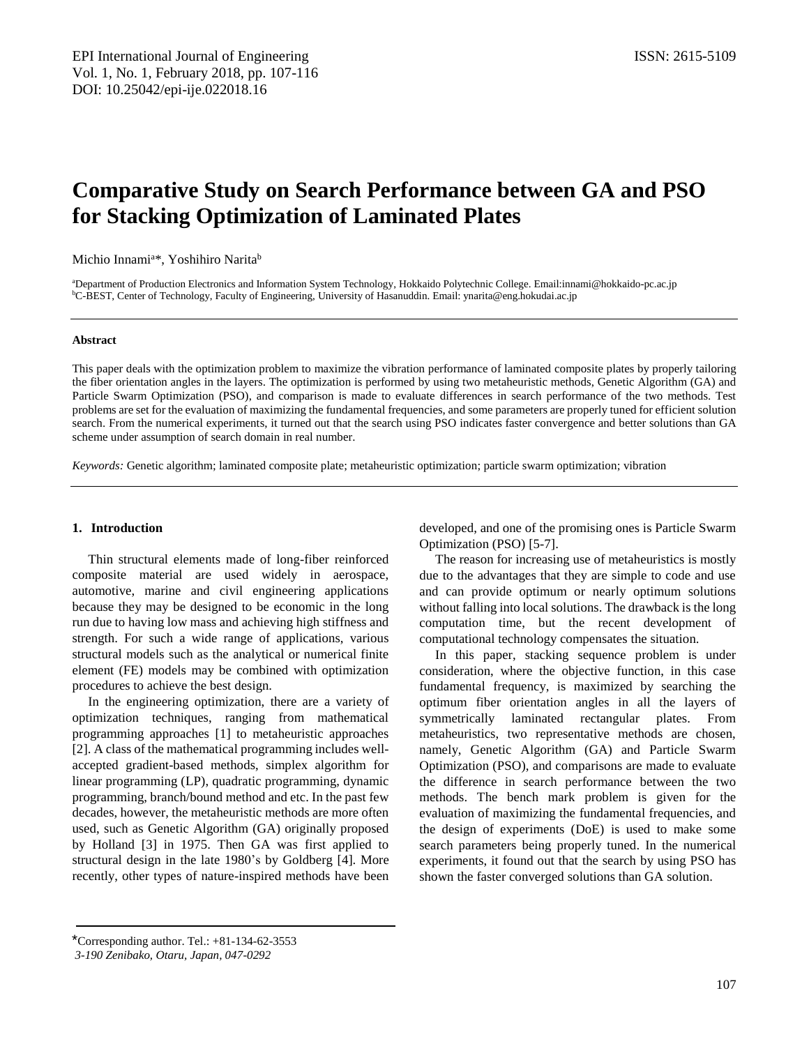# Comparative Study on Search Performance between GA and PSO for Stacking Optimization of Laminated Plates

Michio Innami[a]*, Yoshihiro Narita[b]

[a]Department of Production Electronics and Information System Technology, Hokkaido Polytechnic College. Email:innami@hokkaido-pc.ac.jp
[b]C-BEST, Center of Technology, Faculty of Engineering, University of Hasanuddin. Email: ynarita@eng.hokudai.ac.jp

---

#### Abstract

This paper deals with the optimization problem to maximize the vibration performance of laminated composite plates by properly tailoring the fiber orientation angles in the layers. The optimization is performed by using two metaheuristic methods, Genetic Algorithm (GA) and Particle Swarm Optimization (PSO), and comparison is made to evaluate differences in search performance of the two methods. Test problems are set for the evaluation of maximizing the fundamental frequencies, and some parameters are properly tuned for efficient solution search. From the numerical experiments, it turned out that the search using PSO indicates faster convergence and better solutions than GA scheme under assumption of search domain in real number.

*Keywords:* Genetic algorithm; laminated composite plate; metaheuristic optimization; particle swarm optimization; vibration

---

## 1. Introduction

Thin structural elements made of long-fiber reinforced composite material are used widely in aerospace, automotive, marine and civil engineering applications because they may be designed to be economic in the long run due to having low mass and achieving high stiffness and strength. For such a wide range of applications, various structural models such as the analytical or numerical finite element (FE) models may be combined with optimization procedures to achieve the best design.

In the engineering optimization, there are a variety of optimization techniques, ranging from mathematical programming approaches [1] to metaheuristic approaches [2]. A class of the mathematical programming includes well-accepted gradient-based methods, simplex algorithm for linear programming (LP), quadratic programming, dynamic programming, branch/bound method and etc. In the past few decades, however, the metaheuristic methods are more often used, such as Genetic Algorithm (GA) originally proposed by Holland [3] in 1975. Then GA was first applied to structural design in the late 1980's by Goldberg [4]. More recently, other types of nature-inspired methods have been developed, and one of the promising ones is Particle Swarm Optimization (PSO) [5-7].

The reason for increasing use of metaheuristics is mostly due to the advantages that they are simple to code and use and can provide optimum or nearly optimum solutions without falling into local solutions. The drawback is the long computation time, but the recent development of computational technology compensates the situation.

In this paper, stacking sequence problem is under consideration, where the objective function, in this case fundamental frequency, is maximized by searching the optimum fiber orientation angles in all the layers of symmetrically laminated rectangular plates. From metaheuristics, two representative methods are chosen, namely, Genetic Algorithm (GA) and Particle Swarm Optimization (PSO), and comparisons are made to evaluate the difference in search performance between the two methods. The bench mark problem is given for the evaluation of maximizing the fundamental frequencies, and the design of experiments (DoE) is used to make some search parameters being properly tuned. In the numerical experiments, it found out that the search by using PSO has shown the faster converged solutions than GA solution.

---

*Corresponding author. Tel.: +81-134-62-3553
*3-190 Zenibako, Otaru, Japan, 047-0292*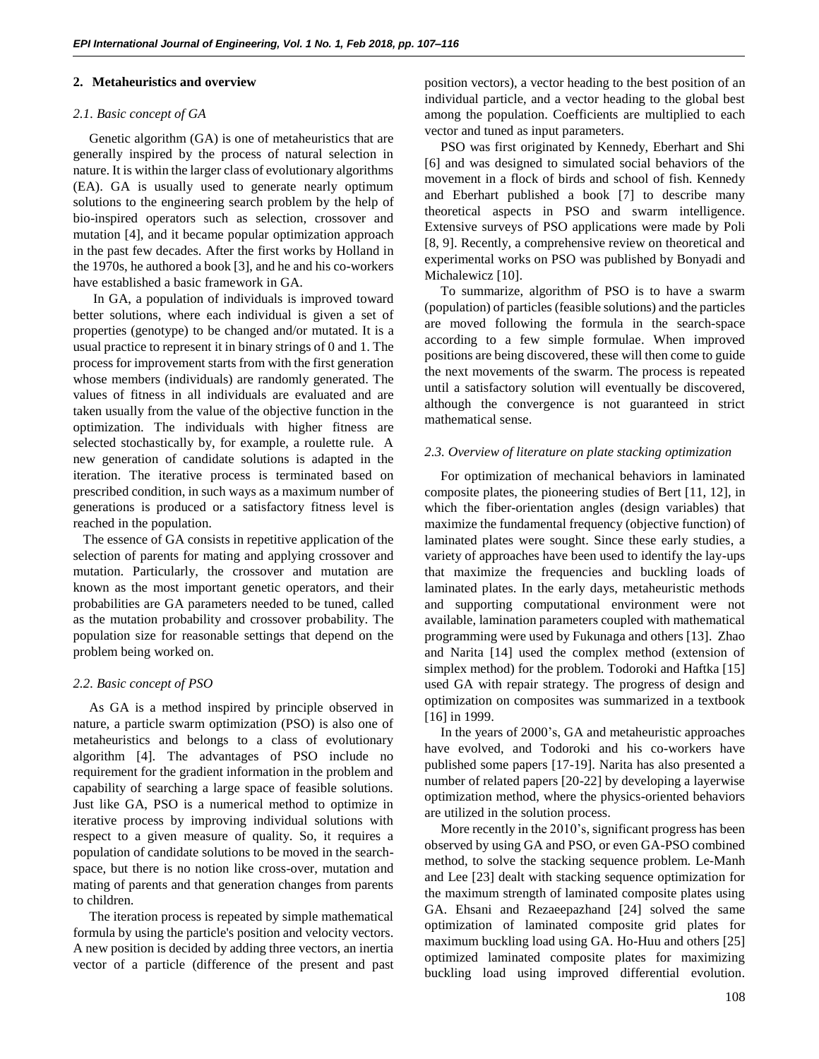## 2. Metaheuristics and overview

### *2.1. Basic concept of GA*

Genetic algorithm (GA) is one of metaheuristics that are generally inspired by the process of natural selection in nature. It is within the larger class of evolutionary algorithms (EA). GA is usually used to generate nearly optimum solutions to the engineering search problem by the help of bio-inspired operators such as selection, crossover and mutation [4], and it became popular optimization approach in the past few decades. After the first works by Holland in the 1970s, he authored a book [3], and he and his co-workers have established a basic framework in GA.

In GA, a population of individuals is improved toward better solutions, where each individual is given a set of properties (genotype) to be changed and/or mutated. It is a usual practice to represent it in binary strings of 0 and 1. The process for improvement starts from with the first generation whose members (individuals) are randomly generated. The values of fitness in all individuals are evaluated and are taken usually from the value of the objective function in the optimization. The individuals with higher fitness are selected stochastically by, for example, a roulette rule. A new generation of candidate solutions is adapted in the iteration. The iterative process is terminated based on prescribed condition, in such ways as a maximum number of generations is produced or a satisfactory fitness level is reached in the population.

The essence of GA consists in repetitive application of the selection of parents for mating and applying crossover and mutation. Particularly, the crossover and mutation are known as the most important genetic operators, and their probabilities are GA parameters needed to be tuned, called as the mutation probability and crossover probability. The population size for reasonable settings that depend on the problem being worked on.

### *2.2. Basic concept of PSO*

As GA is a method inspired by principle observed in nature, a particle swarm optimization (PSO) is also one of metaheuristics and belongs to a class of evolutionary algorithm [4]. The advantages of PSO include no requirement for the gradient information in the problem and capability of searching a large space of feasible solutions. Just like GA, PSO is a numerical method to optimize in iterative process by improving individual solutions with respect to a given measure of quality. So, it requires a population of candidate solutions to be moved in the search-space, but there is no notion like cross-over, mutation and mating of parents and that generation changes from parents to children.

The iteration process is repeated by simple mathematical formula by using the particle's position and velocity vectors. A new position is decided by adding three vectors, an inertia vector of a particle (difference of the present and past position vectors), a vector heading to the best position of an individual particle, and a vector heading to the global best among the population. Coefficients are multiplied to each vector and tuned as input parameters.

PSO was first originated by Kennedy, Eberhart and Shi [6] and was designed to simulated social behaviors of the movement in a flock of birds and school of fish. Kennedy and Eberhart published a book [7] to describe many theoretical aspects in PSO and swarm intelligence. Extensive surveys of PSO applications were made by Poli [8, 9]. Recently, a comprehensive review on theoretical and experimental works on PSO was published by Bonyadi and Michalewicz [10].

To summarize, algorithm of PSO is to have a swarm (population) of particles (feasible solutions) and the particles are moved following the formula in the search-space according to a few simple formulae. When improved positions are being discovered, these will then come to guide the next movements of the swarm. The process is repeated until a satisfactory solution will eventually be discovered, although the convergence is not guaranteed in strict mathematical sense.

### *2.3. Overview of literature on plate stacking optimization*

For optimization of mechanical behaviors in laminated composite plates, the pioneering studies of Bert [11, 12], in which the fiber-orientation angles (design variables) that maximize the fundamental frequency (objective function) of laminated plates were sought. Since these early studies, a variety of approaches have been used to identify the lay-ups that maximize the frequencies and buckling loads of laminated plates. In the early days, metaheuristic methods and supporting computational environment were not available, lamination parameters coupled with mathematical programming were used by Fukunaga and others [13]. Zhao and Narita [14] used the complex method (extension of simplex method) for the problem. Todoroki and Haftka [15] used GA with repair strategy. The progress of design and optimization on composites was summarized in a textbook [16] in 1999.

In the years of 2000's, GA and metaheuristic approaches have evolved, and Todoroki and his co-workers have published some papers [17-19]. Narita has also presented a number of related papers [20-22] by developing a layerwise optimization method, where the physics-oriented behaviors are utilized in the solution process.

More recently in the 2010's, significant progress has been observed by using GA and PSO, or even GA-PSO combined method, to solve the stacking sequence problem. Le-Manh and Lee [23] dealt with stacking sequence optimization for the maximum strength of laminated composite plates using GA. Ehsani and Rezaeepazhand [24] solved the same optimization of laminated composite grid plates for maximum buckling load using GA. Ho-Huu and others [25] optimized laminated composite plates for maximizing buckling load using improved differential evolution.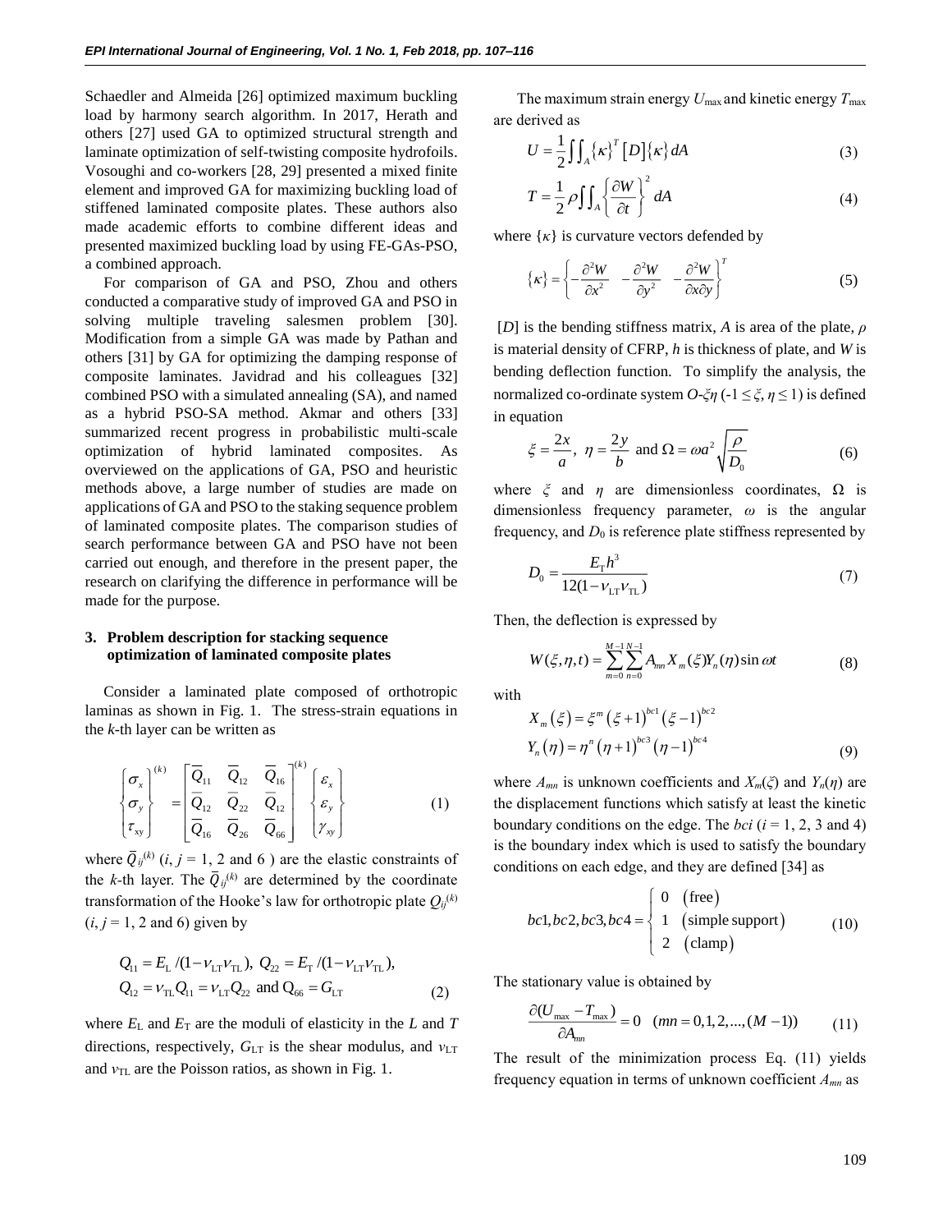Schaedler and Almeida [26] optimized maximum buckling load by harmony search algorithm. In 2017, Herath and others [27] used GA to optimized structural strength and laminate optimization of self-twisting composite hydrofoils. Vosoughi and co-workers [28, 29] presented a mixed finite element and improved GA for maximizing buckling load of stiffened laminated composite plates. These authors also made academic efforts to combine different ideas and presented maximized buckling load by using FE-GAs-PSO, a combined approach.

For comparison of GA and PSO, Zhou and others conducted a comparative study of improved GA and PSO in solving multiple traveling salesmen problem [30]. Modification from a simple GA was made by Pathan and others [31] by GA for optimizing the damping response of composite laminates. Javidrad and his colleagues [32] combined PSO with a simulated annealing (SA), and named as a hybrid PSO-SA method. Akmar and others [33] summarized recent progress in probabilistic multi-scale optimization of hybrid laminated composites. As overviewed on the applications of GA, PSO and heuristic methods above, a large number of studies are made on applications of GA and PSO to the staking sequence problem of laminated composite plates. The comparison studies of search performance between GA and PSO have not been carried out enough, and therefore in the present paper, the research on clarifying the difference in performance will be made for the purpose.

## 3. Problem description for stacking sequence optimization of laminated composite plates

Consider a laminated plate composed of orthotropic laminas as shown in Fig. 1. The stress-strain equations in the $k$-th layer can be written as

$$\begin{Bmatrix} \sigma_x \\ \sigma_y \\ \tau_{xy} \end{Bmatrix}^{(k)} = \begin{bmatrix} \bar{Q}_{11} & \bar{Q}_{12} & \bar{Q}_{16} \\ \bar{Q}_{12} & \bar{Q}_{22} & \bar{Q}_{12} \\ \bar{Q}_{16} & \bar{Q}_{26} & \bar{Q}_{66} \end{bmatrix}^{(k)} \begin{Bmatrix} \varepsilon_x \\ \varepsilon_y \\ \gamma_{xy} \end{Bmatrix} \tag{1}$$

where $\bar{Q}_{ij}^{(k)}$ ($i, j$ = 1, 2 and 6 ) are the elastic constraints of the $k$-th layer. The $\bar{Q}_{ij}^{(k)}$ are determined by the coordinate transformation of the Hooke's law for orthotropic plate $Q_{ij}^{(k)}$ ($i, j$ = 1, 2 and 6) given by

$$Q_{11} = E_{\text{L}}/(1-\nu_{\text{LT}}\nu_{\text{TL}}),\ Q_{22} = E_{\text{T}}/(1-\nu_{\text{LT}}\nu_{\text{TL}}),$$
$$Q_{12} = \nu_{\text{TL}}Q_{11} = \nu_{\text{LT}}Q_{22} \text{ and } Q_{66} = G_{\text{LT}} \tag{2}$$

where $E_{\text{L}}$ and $E_{\text{T}}$ are the moduli of elasticity in the $L$ and $T$ directions, respectively, $G_{\text{LT}}$ is the shear modulus, and $\nu_{\text{LT}}$ and $\nu_{\text{TL}}$ are the Poisson ratios, as shown in Fig. 1.

The maximum strain energy $U_{\max}$ and kinetic energy $T_{\max}$ are derived as

$$U = \frac{1}{2}\iint_A \{\kappa\}^T [D]\{\kappa\} dA \tag{3}$$

$$T = \frac{1}{2}\rho\iint_A \left\{\frac{\partial W}{\partial t}\right\}^2 dA \tag{4}$$

where $\{\kappa\}$ is curvature vectors defended by

$$\{\kappa\} = \left\{-\frac{\partial^2 W}{\partial x^2} \quad -\frac{\partial^2 W}{\partial y^2} \quad -\frac{\partial^2 W}{\partial x \partial y}\right\}^T \tag{5}$$

$[D]$ is the bending stiffness matrix, $A$ is area of the plate, $\rho$ is material density of CFRP, $h$ is thickness of plate, and $W$ is bending deflection function. To simplify the analysis, the normalized co-ordinate system $O$-$\xi\eta$ ($-1 \le \xi, \eta \le 1$) is defined in equation

$$\xi = \frac{2x}{a},\ \eta = \frac{2y}{b} \text{ and } \Omega = \omega a^2\sqrt{\frac{\rho}{D_0}} \tag{6}$$

where $\xi$ and $\eta$ are dimensionless coordinates, $\Omega$ is dimensionless frequency parameter, $\omega$ is the angular frequency, and $D_0$ is reference plate stiffness represented by

$$D_0 = \frac{E_{\text{T}}h^3}{12(1-\nu_{\text{LT}}\nu_{\text{TL}})} \tag{7}$$

Then, the deflection is expressed by

$$W(\xi,\eta,t) = \sum_{m=0}^{M-1}\sum_{n=0}^{N-1} A_{mn}X_m(\xi)Y_n(\eta)\sin\omega t \tag{8}$$

with

$$X_m(\xi) = \xi^m(\xi+1)^{bc1}(\xi-1)^{bc2}$$
$$Y_n(\eta) = \eta^n(\eta+1)^{bc3}(\eta-1)^{bc4} \tag{9}$$

where $A_{mn}$ is unknown coefficients and $X_m(\xi)$ and $Y_n(\eta)$ are the displacement functions which satisfy at least the kinetic boundary conditions on the edge. The $bci$ ($i$ = 1, 2, 3 and 4) is the boundary index which is used to satisfy the boundary conditions on each edge, and they are defined [34] as

$$bc1, bc2, bc3, bc4 = \begin{cases} 0 & (\text{free}) \\ 1 & (\text{simple support}) \\ 2 & (\text{clamp}) \end{cases} \tag{10}$$

The stationary value is obtained by

$$\frac{\partial(U_{\max} - T_{\max})}{\partial A_{mn}} = 0 \quad (mn = 0,1,2,...,(M-1)) \tag{11}$$

The result of the minimization process Eq. (11) yields frequency equation in terms of unknown coefficient $A_{mn}$ as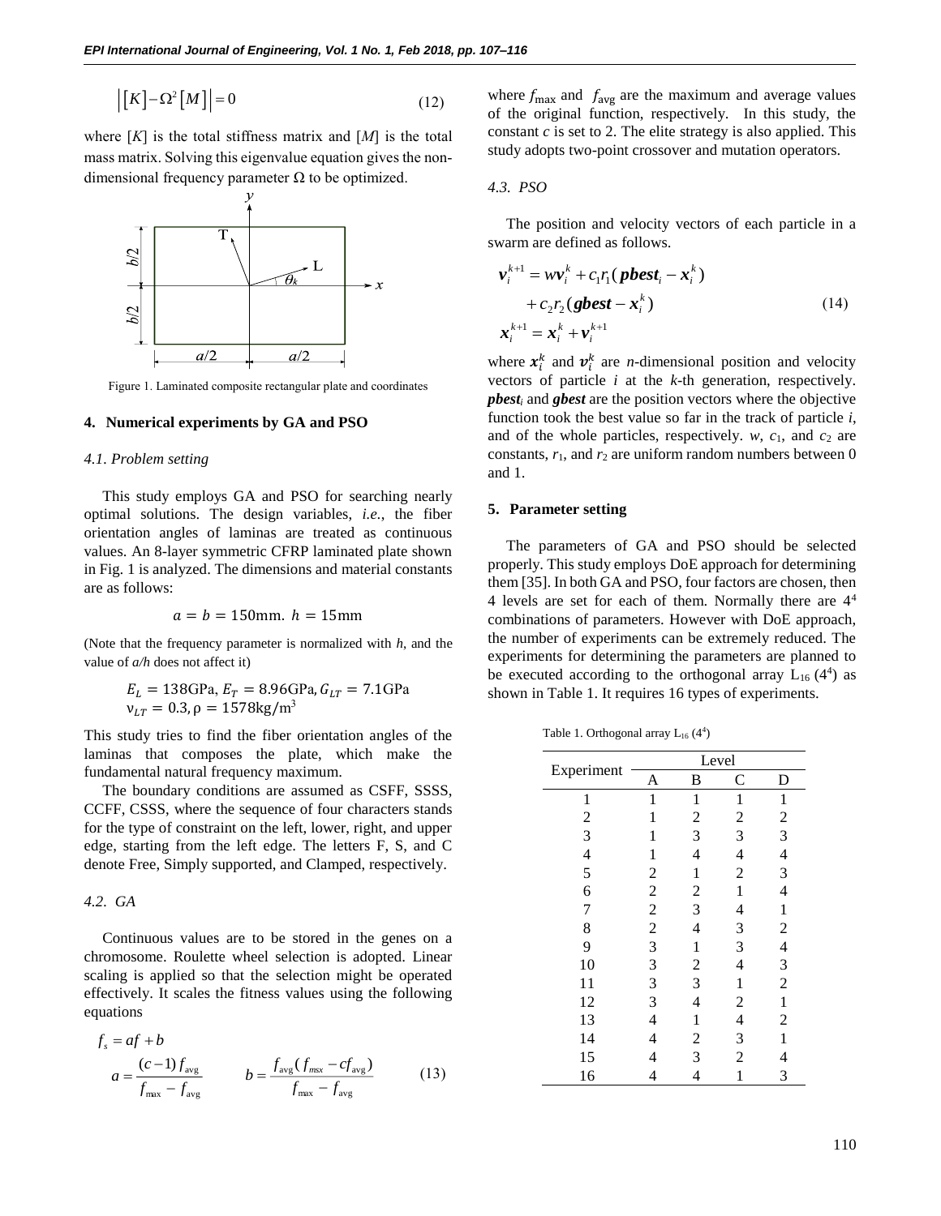$$\left|[K]-\Omega^2[M]\right|=0 \tag{12}$$

where $[K]$ is the total stiffness matrix and $[M]$ is the total mass matrix. Solving this eigenvalue equation gives the non-dimensional frequency parameter $\Omega$ to be optimized.

Figure 1. Laminated composite rectangular plate and coordinates

## 4. Numerical experiments by GA and PSO

### 4.1. Problem setting

This study employs GA and PSO for searching nearly optimal solutions. The design variables, *i.e.*, the fiber orientation angles of laminas are treated as continuous values. An 8-layer symmetric CFRP laminated plate shown in Fig. 1 is analyzed. The dimensions and material constants are as follows:

$$a = b = 150\text{mm}.\ h = 15\text{mm}$$

(Note that the frequency parameter is normalized with $h$, and the value of $a/h$ does not affect it)

$$E_L = 138\text{GPa},\ E_T = 8.96\text{GPa},\ G_{LT} = 7.1\text{GPa}$$
$$\nu_{LT} = 0.3,\ \rho = 1578\text{kg/m}^3$$

This study tries to find the fiber orientation angles of the laminas that composes the plate, which make the fundamental natural frequency maximum.

The boundary conditions are assumed as CSFF, SSSS, CCFF, CSSS, where the sequence of four characters stands for the type of constraint on the left, lower, right, and upper edge, starting from the left edge. The letters F, S, and C denote Free, Simply supported, and Clamped, respectively.

### 4.2. GA

Continuous values are to be stored in the genes on a chromosome. Roulette wheel selection is adopted. Linear scaling is applied so that the selection might be operated effectively. It scales the fitness values using the following equations

$$f_s = af + b$$
$$a = \frac{(c-1)f_{\text{avg}}}{f_{\max} - f_{\text{avg}}} \qquad b = \frac{f_{\text{avg}}(f_{msx} - cf_{\text{avg}})}{f_{\max} - f_{\text{avg}}} \tag{13}$$

where $f_{\max}$ and $f_{\text{avg}}$ are the maximum and average values of the original function, respectively. In this study, the constant $c$ is set to 2. The elite strategy is also applied. This study adopts two-point crossover and mutation operators.

### 4.3. PSO

The position and velocity vectors of each particle in a swarm are defined as follows.

$$\begin{aligned}
\boldsymbol{v}_i^{k+1} &= w\boldsymbol{v}_i^k + c_1 r_1(\boldsymbol{pbest}_i - \boldsymbol{x}_i^k) \\
&\quad + c_2 r_2(\boldsymbol{gbest} - \boldsymbol{x}_i^k) \\
\boldsymbol{x}_i^{k+1} &= \boldsymbol{x}_i^k + \boldsymbol{v}_i^{k+1}
\end{aligned} \tag{14}$$

where $\boldsymbol{x}_i^k$ and $\boldsymbol{v}_i^k$ are $n$-dimensional position and velocity vectors of particle $i$ at the $k$-th generation, respectively. $\boldsymbol{pbest}_i$ and $\boldsymbol{gbest}$ are the position vectors where the objective function took the best value so far in the track of particle $i$, and of the whole particles, respectively. $w$, $c_1$, and $c_2$ are constants, $r_1$, and $r_2$ are uniform random numbers between 0 and 1.

## 5. Parameter setting

The parameters of GA and PSO should be selected properly. This study employs DoE approach for determining them [35]. In both GA and PSO, four factors are chosen, then 4 levels are set for each of them. Normally there are $4^4$ combinations of parameters. However with DoE approach, the number of experiments can be extremely reduced. The experiments for determining the parameters are planned to be executed according to the orthogonal array $L_{16}$ ($4^4$) as shown in Table 1. It requires 16 types of experiments.

Table 1. Orthogonal array $L_{16}$ ($4^4$)

| Experiment | Level | | | |
|---|---|---|---|---|
| | A | B | C | D |
| 1 | 1 | 1 | 1 | 1 |
| 2 | 1 | 2 | 2 | 2 |
| 3 | 1 | 3 | 3 | 3 |
| 4 | 1 | 4 | 4 | 4 |
| 5 | 2 | 1 | 2 | 3 |
| 6 | 2 | 2 | 1 | 4 |
| 7 | 2 | 3 | 4 | 1 |
| 8 | 2 | 4 | 3 | 2 |
| 9 | 3 | 1 | 3 | 4 |
| 10 | 3 | 2 | 4 | 3 |
| 11 | 3 | 3 | 1 | 2 |
| 12 | 3 | 4 | 2 | 1 |
| 13 | 4 | 1 | 4 | 2 |
| 14 | 4 | 2 | 3 | 1 |
| 15 | 4 | 3 | 2 | 4 |
| 16 | 4 | 4 | 1 | 3 |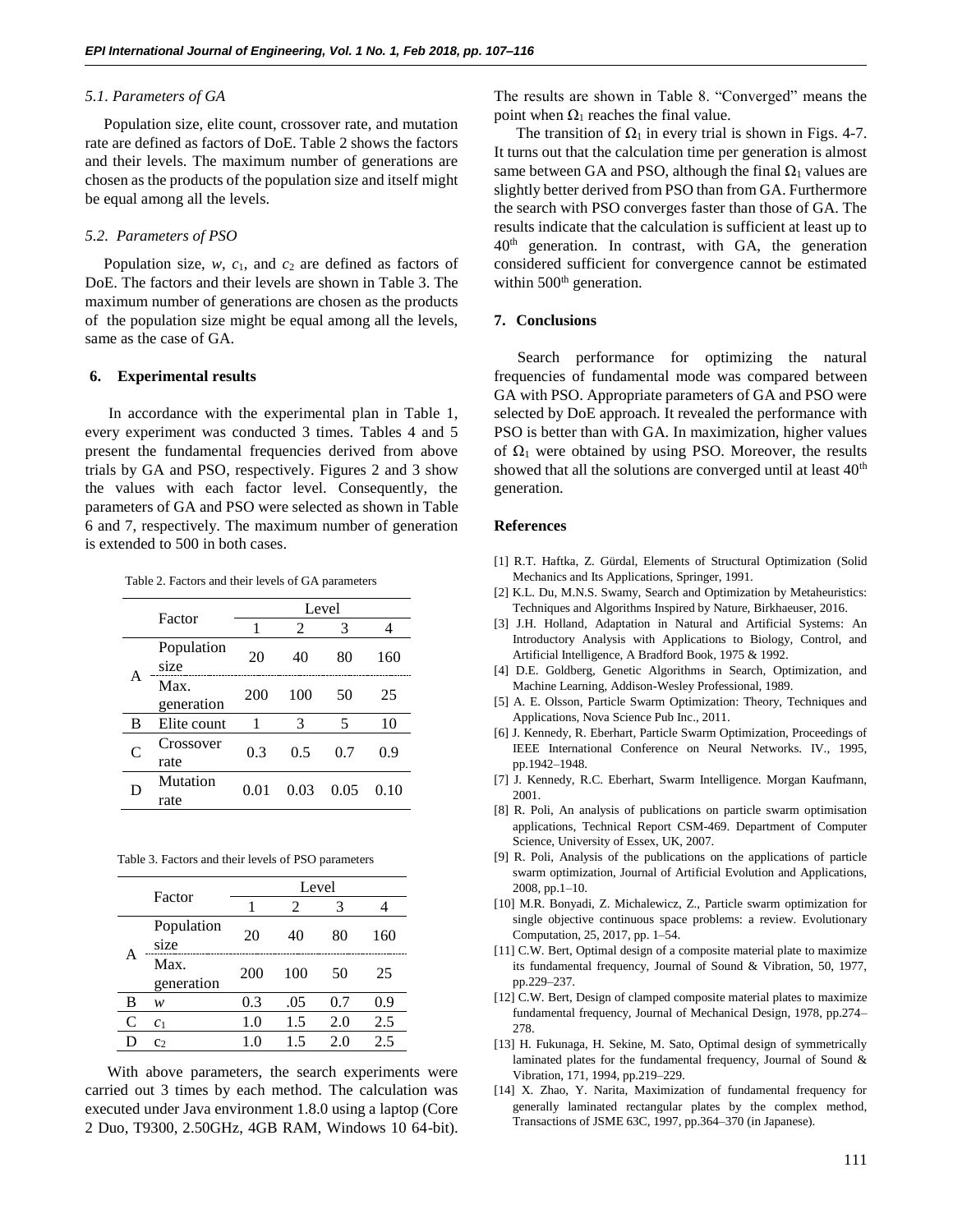### 5.1. Parameters of GA

Population size, elite count, crossover rate, and mutation rate are defined as factors of DoE. Table 2 shows the factors and their levels. The maximum number of generations are chosen as the products of the population size and itself might be equal among all the levels.

### 5.2. Parameters of PSO

Population size, $w$, $c_1$, and $c_2$ are defined as factors of DoE. The factors and their levels are shown in Table 3. The maximum number of generations are chosen as the products of the population size might be equal among all the levels, same as the case of GA.

## 6. Experimental results

In accordance with the experimental plan in Table 1, every experiment was conducted 3 times. Tables 4 and 5 present the fundamental frequencies derived from above trials by GA and PSO, respectively. Figures 2 and 3 show the values with each factor level. Consequently, the parameters of GA and PSO were selected as shown in Table 6 and 7, respectively. The maximum number of generation is extended to 500 in both cases.

Table 2. Factors and their levels of GA parameters

| | Factor | Level | | | |
|---|---|---|---|---|---|
| | | 1 | 2 | 3 | 4 |
| A | Population size | 20 | 40 | 80 | 160 |
| | Max. generation | 200 | 100 | 50 | 25 |
| B | Elite count | 1 | 3 | 5 | 10 |
| C | Crossover rate | 0.3 | 0.5 | 0.7 | 0.9 |
| D | Mutation rate | 0.01 | 0.03 | 0.05 | 0.10 |

Table 3. Factors and their levels of PSO parameters

| | Factor | Level | | | |
|---|---|---|---|---|---|
| | | 1 | 2 | 3 | 4 |
| A | Population size | 20 | 40 | 80 | 160 |
| | Max. generation | 200 | 100 | 50 | 25 |
| B | $w$ | 0.3 | .05 | 0.7 | 0.9 |
| C | $c_1$ | 1.0 | 1.5 | 2.0 | 2.5 |
| D | $c_2$ | 1.0 | 1.5 | 2.0 | 2.5 |

With above parameters, the search experiments were carried out 3 times by each method. The calculation was executed under Java environment 1.8.0 using a laptop (Core 2 Duo, T9300, 2.50GHz, 4GB RAM, Windows 10 64-bit). The results are shown in Table 8. "Converged" means the point when $\Omega_1$ reaches the final value.

The transition of $\Omega_1$ in every trial is shown in Figs. 4-7. It turns out that the calculation time per generation is almost same between GA and PSO, although the final $\Omega_1$ values are slightly better derived from PSO than from GA. Furthermore the search with PSO converges faster than those of GA. The results indicate that the calculation is sufficient at least up to $40^{th}$ generation. In contrast, with GA, the generation considered sufficient for convergence cannot be estimated within $500^{th}$ generation.

## 7. Conclusions

Search performance for optimizing the natural frequencies of fundamental mode was compared between GA with PSO. Appropriate parameters of GA and PSO were selected by DoE approach. It revealed the performance with PSO is better than with GA. In maximization, higher values of $\Omega_1$ were obtained by using PSO. Moreover, the results showed that all the solutions are converged until at least $40^{th}$ generation.

## References

[1] R.T. Haftka, Z. Gürdal, Elements of Structural Optimization (Solid Mechanics and Its Applications, Springer, 1991.

[2] K.L. Du, M.N.S. Swamy, Search and Optimization by Metaheuristics: Techniques and Algorithms Inspired by Nature, Birkhaeuser, 2016.

[3] J.H. Holland, Adaptation in Natural and Artificial Systems: An Introductory Analysis with Applications to Biology, Control, and Artificial Intelligence, A Bradford Book, 1975 & 1992.

[4] D.E. Goldberg, Genetic Algorithms in Search, Optimization, and Machine Learning, Addison-Wesley Professional, 1989.

[5] A. E. Olsson, Particle Swarm Optimization: Theory, Techniques and Applications, Nova Science Pub Inc., 2011.

[6] J. Kennedy, R. Eberhart, Particle Swarm Optimization, Proceedings of IEEE International Conference on Neural Networks. IV., 1995, pp.1942–1948.

[7] J. Kennedy, R.C. Eberhart, Swarm Intelligence. Morgan Kaufmann, 2001.

[8] R. Poli, An analysis of publications on particle swarm optimisation applications, Technical Report CSM-469. Department of Computer Science, University of Essex, UK, 2007.

[9] R. Poli, Analysis of the publications on the applications of particle swarm optimization, Journal of Artificial Evolution and Applications, 2008, pp.1–10.

[10] M.R. Bonyadi, Z. Michalewicz, Z., Particle swarm optimization for single objective continuous space problems: a review. Evolutionary Computation, 25, 2017, pp. 1–54.

[11] C.W. Bert, Optimal design of a composite material plate to maximize its fundamental frequency, Journal of Sound & Vibration, 50, 1977, pp.229–237.

[12] C.W. Bert, Design of clamped composite material plates to maximize fundamental frequency, Journal of Mechanical Design, 1978, pp.274–278.

[13] H. Fukunaga, H. Sekine, M. Sato, Optimal design of symmetrically laminated plates for the fundamental frequency, Journal of Sound & Vibration, 171, 1994, pp.219–229.

[14] X. Zhao, Y. Narita, Maximization of fundamental frequency for generally laminated rectangular plates by the complex method, Transactions of JSME 63C, 1997, pp.364–370 (in Japanese).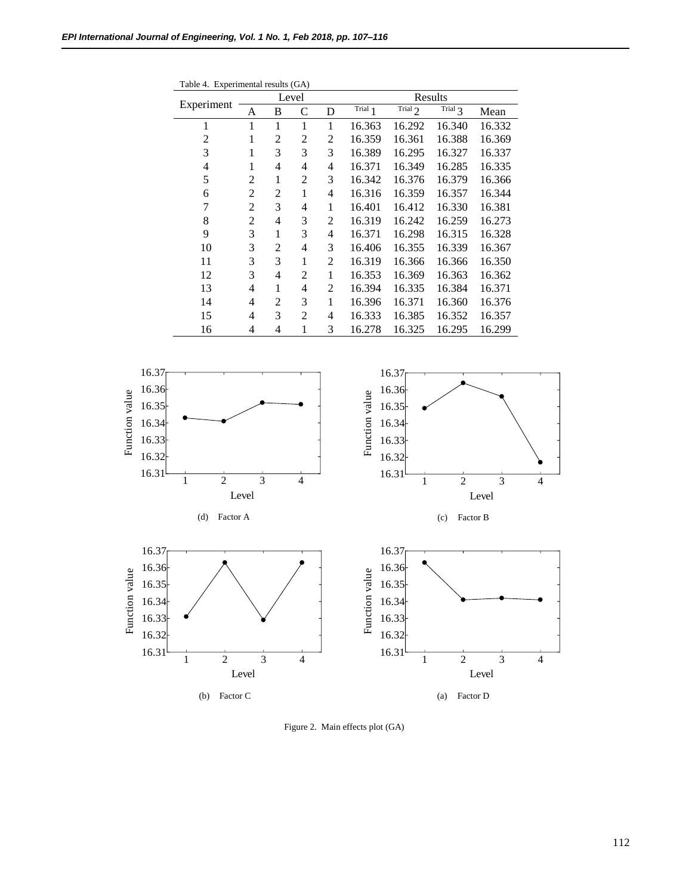Table 4. Experimental results (GA)

| Experiment | Level | | | | Results | | | |
|---|---|---|---|---|---|---|---|---|
| | A | B | C | D | Trial 1 | Trial 2 | Trial 3 | Mean |
| 1 | 1 | 1 | 1 | 1 | 16.363 | 16.292 | 16.340 | 16.332 |
| 2 | 1 | 2 | 2 | 2 | 16.359 | 16.361 | 16.388 | 16.369 |
| 3 | 1 | 3 | 3 | 3 | 16.389 | 16.295 | 16.327 | 16.337 |
| 4 | 1 | 4 | 4 | 4 | 16.371 | 16.349 | 16.285 | 16.335 |
| 5 | 2 | 1 | 2 | 3 | 16.342 | 16.376 | 16.379 | 16.366 |
| 6 | 2 | 2 | 1 | 4 | 16.316 | 16.359 | 16.357 | 16.344 |
| 7 | 2 | 3 | 4 | 1 | 16.401 | 16.412 | 16.330 | 16.381 |
| 8 | 2 | 4 | 3 | 2 | 16.319 | 16.242 | 16.259 | 16.273 |
| 9 | 3 | 1 | 3 | 4 | 16.371 | 16.298 | 16.315 | 16.328 |
| 10 | 3 | 2 | 4 | 3 | 16.406 | 16.355 | 16.339 | 16.367 |
| 11 | 3 | 3 | 1 | 2 | 16.319 | 16.366 | 16.366 | 16.350 |
| 12 | 3 | 4 | 2 | 1 | 16.353 | 16.369 | 16.363 | 16.362 |
| 13 | 4 | 1 | 4 | 2 | 16.394 | 16.335 | 16.384 | 16.371 |
| 14 | 4 | 2 | 3 | 1 | 16.396 | 16.371 | 16.360 | 16.376 |
| 15 | 4 | 3 | 2 | 4 | 16.333 | 16.385 | 16.352 | 16.357 |
| 16 | 4 | 4 | 1 | 3 | 16.278 | 16.325 | 16.295 | 16.299 |

(d) Factor A

(c) Factor B

(b) Factor C

(a) Factor D

Figure 2. Main effects plot (GA)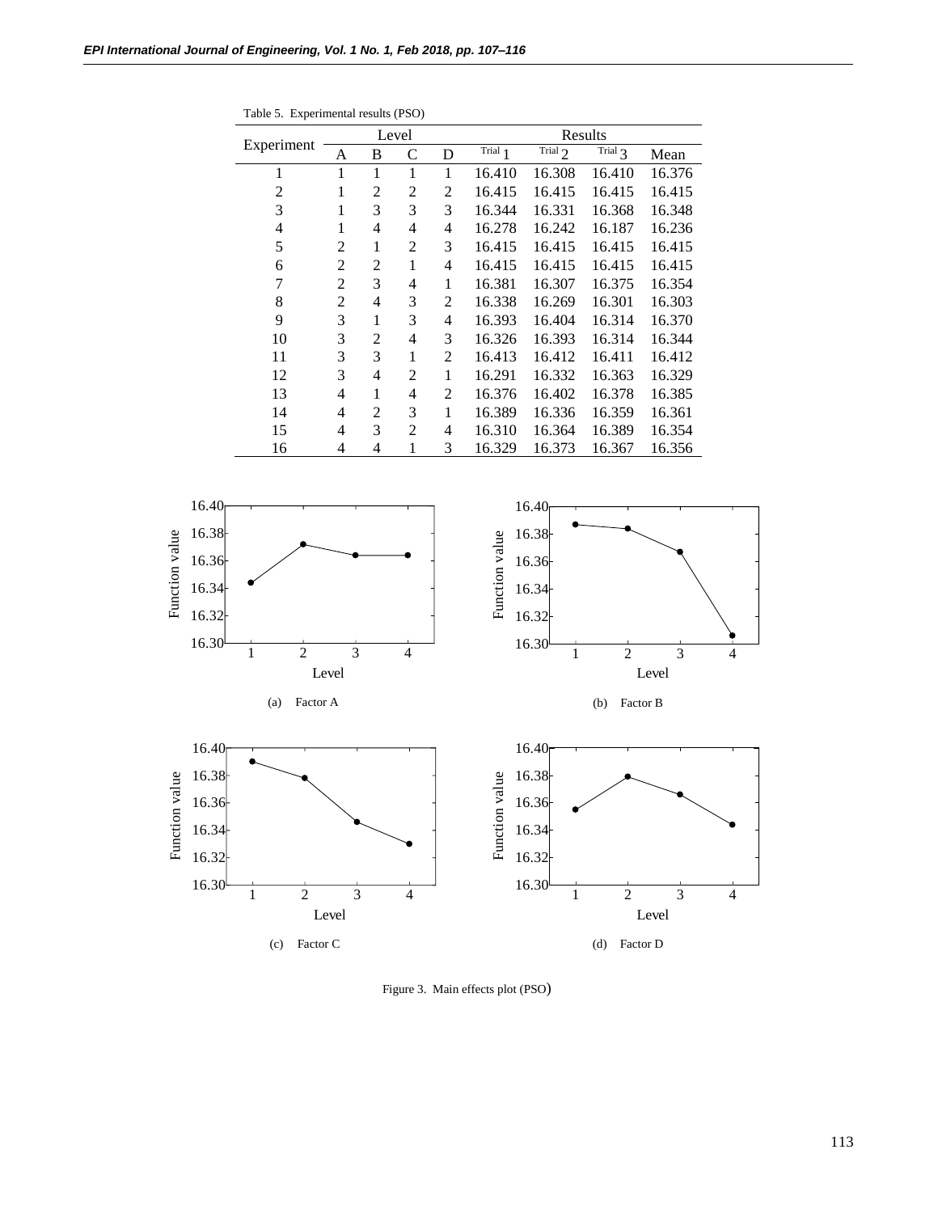Table 5. Experimental results (PSO)

| Experiment | Level | | | | Results | | | |
|---|---|---|---|---|---|---|---|---|
| | A | B | C | D | Trial 1 | Trial 2 | Trial 3 | Mean |
| 1 | 1 | 1 | 1 | 1 | 16.410 | 16.308 | 16.410 | 16.376 |
| 2 | 1 | 2 | 2 | 2 | 16.415 | 16.415 | 16.415 | 16.415 |
| 3 | 1 | 3 | 3 | 3 | 16.344 | 16.331 | 16.368 | 16.348 |
| 4 | 1 | 4 | 4 | 4 | 16.278 | 16.242 | 16.187 | 16.236 |
| 5 | 2 | 1 | 2 | 3 | 16.415 | 16.415 | 16.415 | 16.415 |
| 6 | 2 | 2 | 1 | 4 | 16.415 | 16.415 | 16.415 | 16.415 |
| 7 | 2 | 3 | 4 | 1 | 16.381 | 16.307 | 16.375 | 16.354 |
| 8 | 2 | 4 | 3 | 2 | 16.338 | 16.269 | 16.301 | 16.303 |
| 9 | 3 | 1 | 3 | 4 | 16.393 | 16.404 | 16.314 | 16.370 |
| 10 | 3 | 2 | 4 | 3 | 16.326 | 16.393 | 16.314 | 16.344 |
| 11 | 3 | 3 | 1 | 2 | 16.413 | 16.412 | 16.411 | 16.412 |
| 12 | 3 | 4 | 2 | 1 | 16.291 | 16.332 | 16.363 | 16.329 |
| 13 | 4 | 1 | 4 | 2 | 16.376 | 16.402 | 16.378 | 16.385 |
| 14 | 4 | 2 | 3 | 1 | 16.389 | 16.336 | 16.359 | 16.361 |
| 15 | 4 | 3 | 2 | 4 | 16.310 | 16.364 | 16.389 | 16.354 |
| 16 | 4 | 4 | 1 | 3 | 16.329 | 16.373 | 16.367 | 16.356 |

(a) Factor A

(b) Factor B

(c) Factor C

(d) Factor D

Figure 3. Main effects plot (PSO)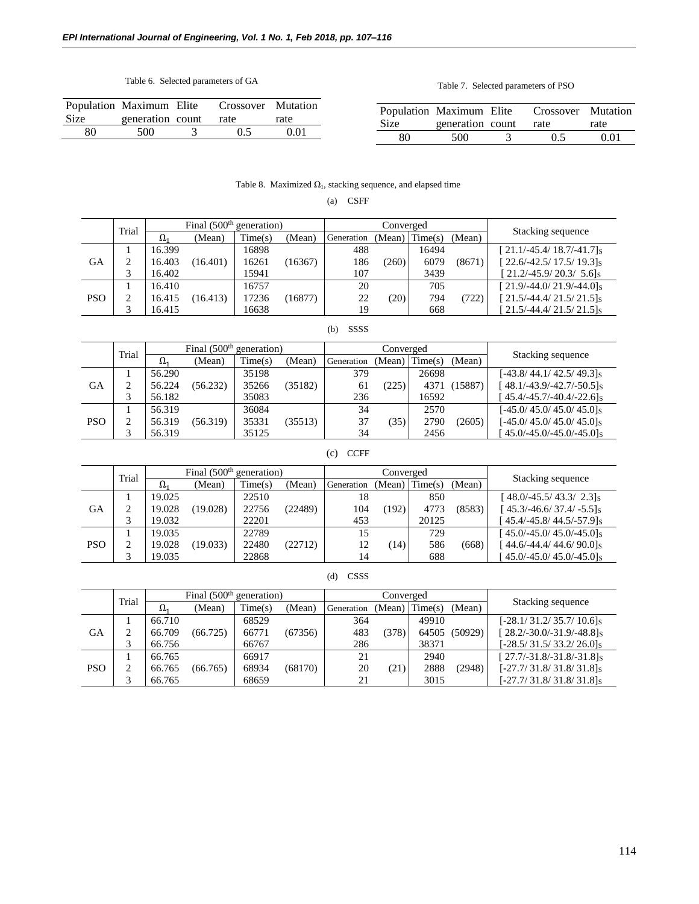Table 6. Selected parameters of GA

| Population Size | Maximum generation | Elite count | Crossover rate | Mutation rate |
|---|---|---|---|---|
| 80 | 500 | 3 | 0.5 | 0.01 |

Table 7. Selected parameters of PSO

| Population Size | Maximum generation | Elite count | Crossover rate | Mutation rate |
|---|---|---|---|---|
| 80 | 500 | 3 | 0.5 | 0.01 |

Table 8. Maximized $\Omega_1$, stacking sequence, and elapsed time

(a) CSFF

| | Trial | Final (500<sup>th</sup> generation) | | | | Converged | | | | Stacking sequence |
|---|---|---|---|---|---|---|---|---|---|---|
| | | $\Omega_1$ | (Mean) | Time(s) | (Mean) | Generation | (Mean) | Time(s) | (Mean) | |
| GA | 1 | 16.399 | | 16898 | | 488 | | 16494 | | [ 21.1/-45.4/ 18.7/-41.7]s |
| | 2 | 16.403 | (16.401) | 16261 | (16367) | 186 | (260) | 6079 | (8671) | [ 22.6/-42.5/ 17.5/ 19.3]s |
| | 3 | 16.402 | | 15941 | | 107 | | 3439 | | [ 21.2/-45.9/ 20.3/ 5.6]s |
| PSO | 1 | 16.410 | | 16757 | | 20 | | 705 | | [ 21.9/-44.0/ 21.9/-44.0]s |
| | 2 | 16.415 | (16.413) | 17236 | (16877) | 22 | (20) | 794 | (722) | [ 21.5/-44.4/ 21.5/ 21.5]s |
| | 3 | 16.415 | | 16638 | | 19 | | 668 | | [ 21.5/-44.4/ 21.5/ 21.5]s |

(b) SSSS

| | Trial | Final (500<sup>th</sup> generation) | | | | Converged | | | | Stacking sequence |
|---|---|---|---|---|---|---|---|---|---|---|
| | | $\Omega_1$ | (Mean) | Time(s) | (Mean) | Generation | (Mean) | Time(s) | (Mean) | |
| GA | 1 | 56.290 | | 35198 | | 379 | | 26698 | | [-43.8/ 44.1/ 42.5/ 49.3]s |
| | 2 | 56.224 | (56.232) | 35266 | (35182) | 61 | (225) | 4371 | (15887) | [ 48.1/-43.9/-42.7/-50.5]s |
| | 3 | 56.182 | | 35083 | | 236 | | 16592 | | [ 45.4/-45.7/-40.4/-22.6]s |
| PSO | 1 | 56.319 | | 36084 | | 34 | | 2570 | | [-45.0/ 45.0/ 45.0/ 45.0]s |
| | 2 | 56.319 | (56.319) | 35331 | (35513) | 37 | (35) | 2790 | (2605) | [-45.0/ 45.0/ 45.0/ 45.0]s |
| | 3 | 56.319 | | 35125 | | 34 | | 2456 | | [ 45.0/-45.0/-45.0/-45.0]s |

(c) CCFF

| | Trial | Final (500<sup>th</sup> generation) | | | | Converged | | | | Stacking sequence |
|---|---|---|---|---|---|---|---|---|---|---|
| | | $\Omega_1$ | (Mean) | Time(s) | (Mean) | Generation | (Mean) | Time(s) | (Mean) | |
| GA | 1 | 19.025 | | 22510 | | 18 | | 850 | | [ 48.0/-45.5/ 43.3/ 2.3]s |
| | 2 | 19.028 | (19.028) | 22756 | (22489) | 104 | (192) | 4773 | (8583) | [ 45.3/-46.6/ 37.4/ -5.5]s |
| | 3 | 19.032 | | 22201 | | 453 | | 20125 | | [ 45.4/-45.8/ 44.5/-57.9]s |
| PSO | 1 | 19.035 | | 22789 | | 15 | | 729 | | [ 45.0/-45.0/ 45.0/-45.0]s |
| | 2 | 19.028 | (19.033) | 22480 | (22712) | 12 | (14) | 586 | (668) | [ 44.6/-44.4/ 44.6/ 90.0]s |
| | 3 | 19.035 | | 22868 | | 14 | | 688 | | [ 45.0/-45.0/ 45.0/-45.0]s |

(d) CSSS

| | Trial | Final (500<sup>th</sup> generation) | | | | Converged | | | | Stacking sequence |
|---|---|---|---|---|---|---|---|---|---|---|
| | | $\Omega_1$ | (Mean) | Time(s) | (Mean) | Generation | (Mean) | Time(s) | (Mean) | |
| GA | 1 | 66.710 | | 68529 | | 364 | | 49910 | | [-28.1/ 31.2/ 35.7/ 10.6]s |
| | 2 | 66.709 | (66.725) | 66771 | (67356) | 483 | (378) | 64505 | (50929) | [ 28.2/-30.0/-31.9/-48.8]s |
| | 3 | 66.756 | | 66767 | | 286 | | 38371 | | [-28.5/ 31.5/ 33.2/ 26.0]s |
| PSO | 1 | 66.765 | | 66917 | | 21 | | 2940 | | [ 27.7/-31.8/-31.8/-31.8]s |
| | 2 | 66.765 | (66.765) | 68934 | (68170) | 20 | (21) | 2888 | (2948) | [-27.7/ 31.8/ 31.8/ 31.8]s |
| | 3 | 66.765 | | 68659 | | 21 | | 3015 | | [-27.7/ 31.8/ 31.8/ 31.8]s |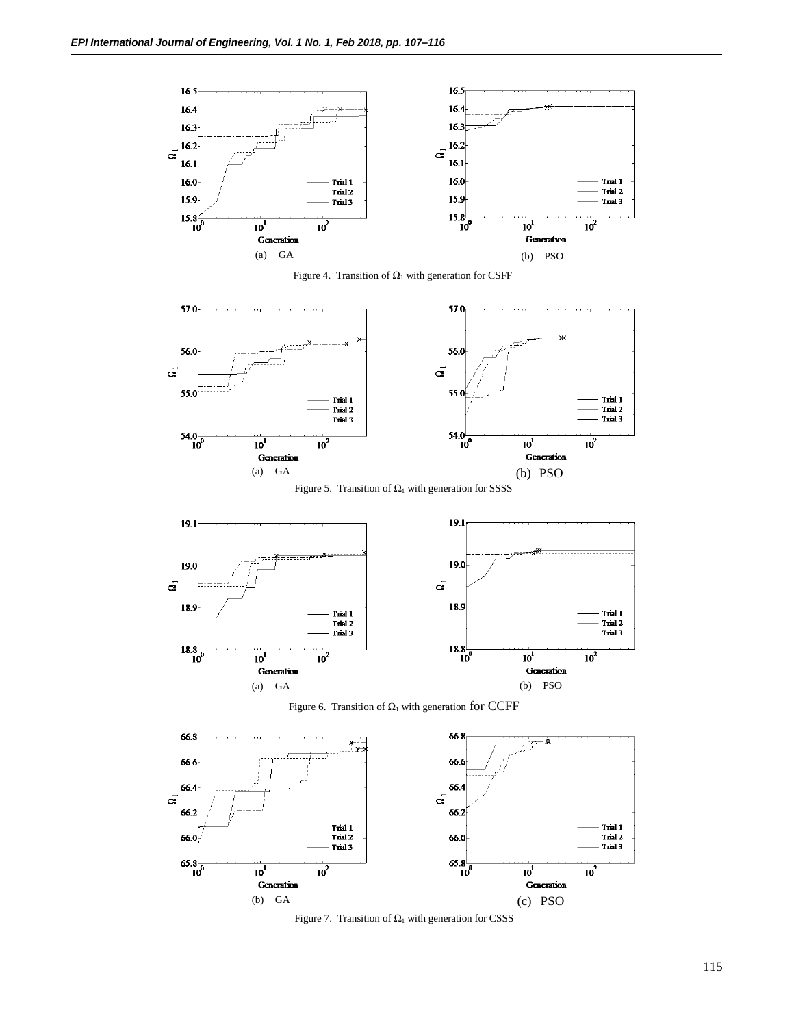(a) GA

(b) PSO

Figure 4. Transition of $\Omega_1$ with generation for CSFF

(a) GA

(b) PSO

Figure 5. Transition of $\Omega_1$ with generation for SSSS

(a) GA

(b) PSO

Figure 6. Transition of $\Omega_1$ with generation for CCFF

(b) GA

(c) PSO

Figure 7. Transition of $\Omega_1$ with generation for CSSS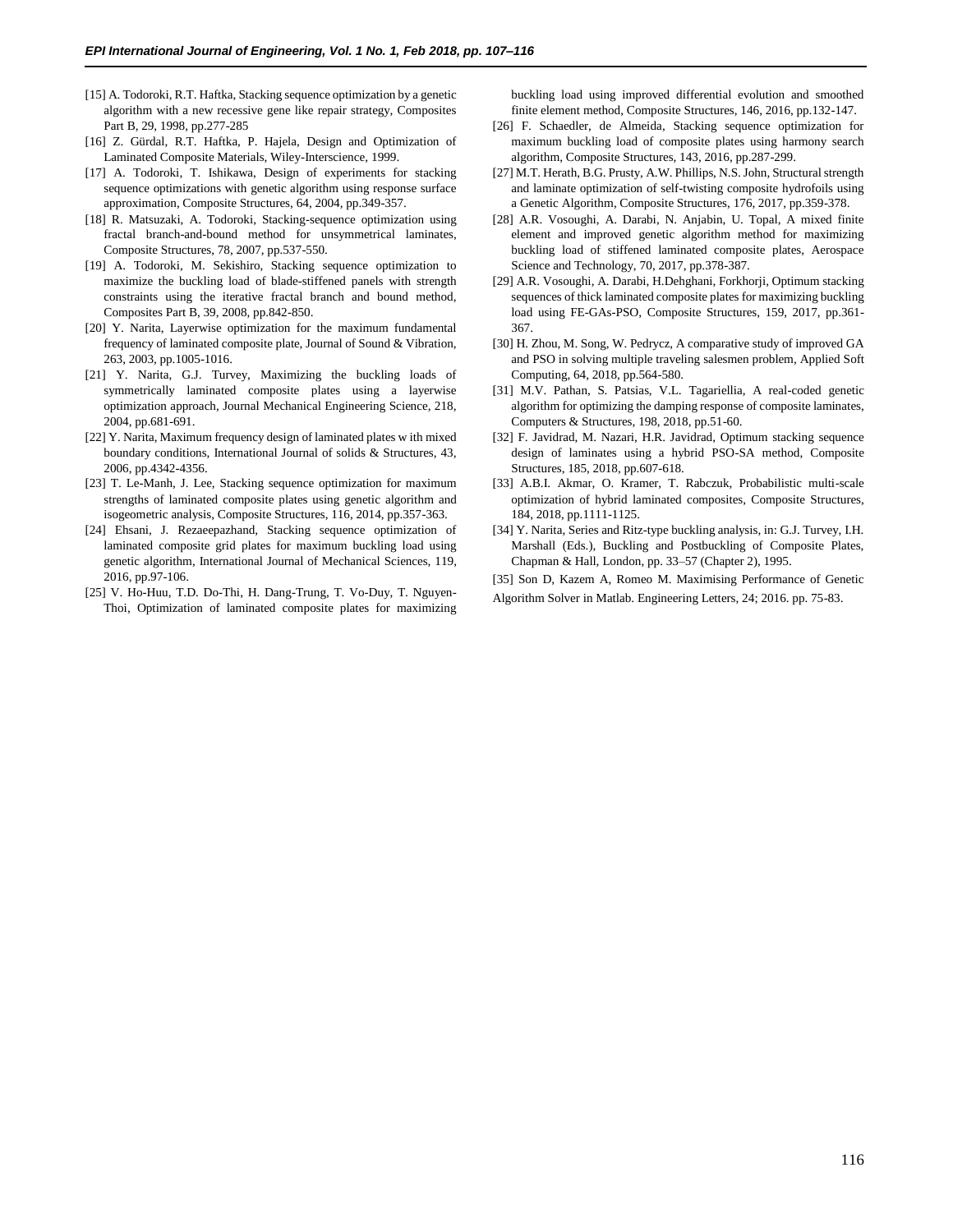[15] A. Todoroki, R.T. Haftka, Stacking sequence optimization by a genetic algorithm with a new recessive gene like repair strategy, Composites Part B, 29, 1998, pp.277-285

[16] Z. Gürdal, R.T. Haftka, P. Hajela, Design and Optimization of Laminated Composite Materials, Wiley-Interscience, 1999.

[17] A. Todoroki, T. Ishikawa, Design of experiments for stacking sequence optimizations with genetic algorithm using response surface approximation, Composite Structures, 64, 2004, pp.349-357.

[18] R. Matsuzaki, A. Todoroki, Stacking-sequence optimization using fractal branch-and-bound method for unsymmetrical laminates, Composite Structures, 78, 2007, pp.537-550.

[19] A. Todoroki, M. Sekishiro, Stacking sequence optimization to maximize the buckling load of blade-stiffened panels with strength constraints using the iterative fractal branch and bound method, Composites Part B, 39, 2008, pp.842-850.

[20] Y. Narita, Layerwise optimization for the maximum fundamental frequency of laminated composite plate, Journal of Sound & Vibration, 263, 2003, pp.1005-1016.

[21] Y. Narita, G.J. Turvey, Maximizing the buckling loads of symmetrically laminated composite plates using a layerwise optimization approach, Journal Mechanical Engineering Science, 218, 2004, pp.681-691.

[22] Y. Narita, Maximum frequency design of laminated plates w ith mixed boundary conditions, International Journal of solids & Structures, 43, 2006, pp.4342-4356.

[23] T. Le-Manh, J. Lee, Stacking sequence optimization for maximum strengths of laminated composite plates using genetic algorithm and isogeometric analysis, Composite Structures, 116, 2014, pp.357-363.

[24] Ehsani, J. Rezaeepazhand, Stacking sequence optimization of laminated composite grid plates for maximum buckling load using genetic algorithm, International Journal of Mechanical Sciences, 119, 2016, pp.97-106.

[25] V. Ho-Huu, T.D. Do-Thi, H. Dang-Trung, T. Vo-Duy, T. Nguyen-Thoi, Optimization of laminated composite plates for maximizing buckling load using improved differential evolution and smoothed finite element method, Composite Structures, 146, 2016, pp.132-147.

[26] F. Schaedler, de Almeida, Stacking sequence optimization for maximum buckling load of composite plates using harmony search algorithm, Composite Structures, 143, 2016, pp.287-299.

[27] M.T. Herath, B.G. Prusty, A.W. Phillips, N.S. John, Structural strength and laminate optimization of self-twisting composite hydrofoils using a Genetic Algorithm, Composite Structures, 176, 2017, pp.359-378.

[28] A.R. Vosoughi, A. Darabi, N. Anjabin, U. Topal, A mixed finite element and improved genetic algorithm method for maximizing buckling load of stiffened laminated composite plates, Aerospace Science and Technology, 70, 2017, pp.378-387.

[29] A.R. Vosoughi, A. Darabi, H.Dehghani, Forkhorji, Optimum stacking sequences of thick laminated composite plates for maximizing buckling load using FE-GAs-PSO, Composite Structures, 159, 2017, pp.361-367.

[30] H. Zhou, M. Song, W. Pedrycz, A comparative study of improved GA and PSO in solving multiple traveling salesmen problem, Applied Soft Computing, 64, 2018, pp.564-580.

[31] M.V. Pathan, S. Patsias, V.L. Tagariellia, A real-coded genetic algorithm for optimizing the damping response of composite laminates, Computers & Structures, 198, 2018, pp.51-60.

[32] F. Javidrad, M. Nazari, H.R. Javidrad, Optimum stacking sequence design of laminates using a hybrid PSO-SA method, Composite Structures, 185, 2018, pp.607-618.

[33] A.B.I. Akmar, O. Kramer, T. Rabczuk, Probabilistic multi-scale optimization of hybrid laminated composites, Composite Structures, 184, 2018, pp.1111-1125.

[34] Y. Narita, Series and Ritz-type buckling analysis, in: G.J. Turvey, I.H. Marshall (Eds.), Buckling and Postbuckling of Composite Plates, Chapman & Hall, London, pp. 33–57 (Chapter 2), 1995.

[35] Son D, Kazem A, Romeo M. Maximising Performance of Genetic Algorithm Solver in Matlab. Engineering Letters, 24; 2016. pp. 75-83.